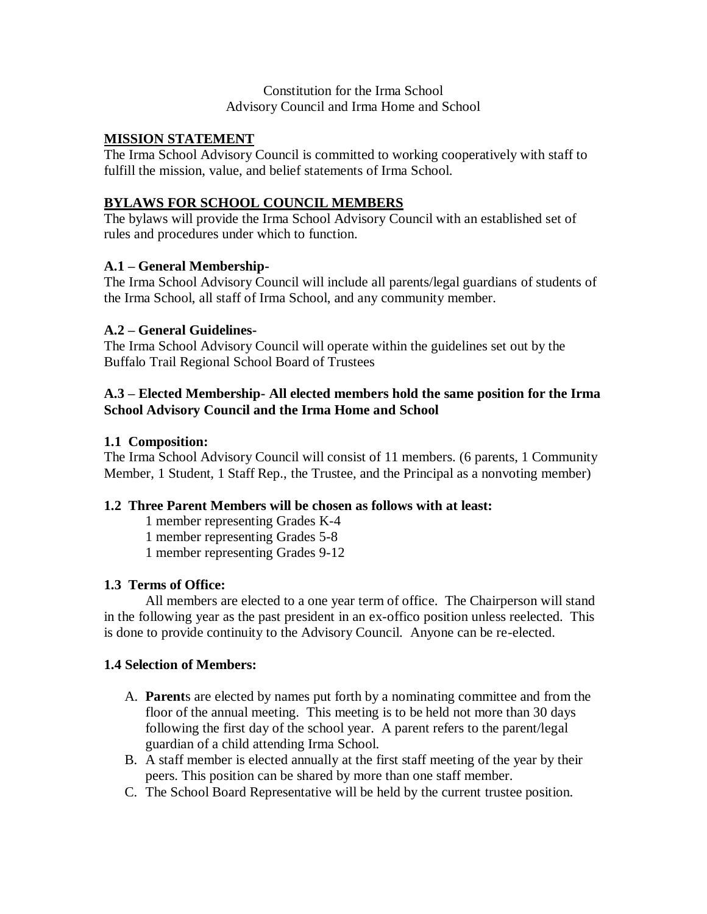Constitution for the Irma School
Advisory Council and Irma Home and School

## MISSION STATEMENT

The Irma School Advisory Council is committed to working cooperatively with staff to fulfill the mission, value, and belief statements of Irma School.

## BYLAWS FOR SCHOOL COUNCIL MEMBERS

The bylaws will provide the Irma School Advisory Council with an established set of rules and procedures under which to function.

### A.1 – General Membership-

The Irma School Advisory Council will include all parents/legal guardians of students of the Irma School, all staff of Irma School, and any community member.

### A.2 – General Guidelines-

The Irma School Advisory Council will operate within the guidelines set out by the Buffalo Trail Regional School Board of Trustees

### A.3 – Elected Membership- All elected members hold the same position for the Irma School Advisory Council and the Irma Home and School

**1.1 Composition:**

The Irma School Advisory Council will consist of 11 members. (6 parents, 1 Community Member, 1 Student, 1 Staff Rep., the Trustee, and the Principal as a nonvoting member)

**1.2 Three Parent Members will be chosen as follows with at least:**

1 member representing Grades K-4
1 member representing Grades 5-8
1 member representing Grades 9-12

**1.3 Terms of Office:**

All members are elected to a one year term of office. The Chairperson will stand in the following year as the past president in an ex-offico position unless reelected. This is done to provide continuity to the Advisory Council. Anyone can be re-elected.

**1.4 Selection of Members:**

A. **Parent**s are elected by names put forth by a nominating committee and from the floor of the annual meeting. This meeting is to be held not more than 30 days following the first day of the school year. A parent refers to the parent/legal guardian of a child attending Irma School.
B. A staff member is elected annually at the first staff meeting of the year by their peers. This position can be shared by more than one staff member.
C. The School Board Representative will be held by the current trustee position.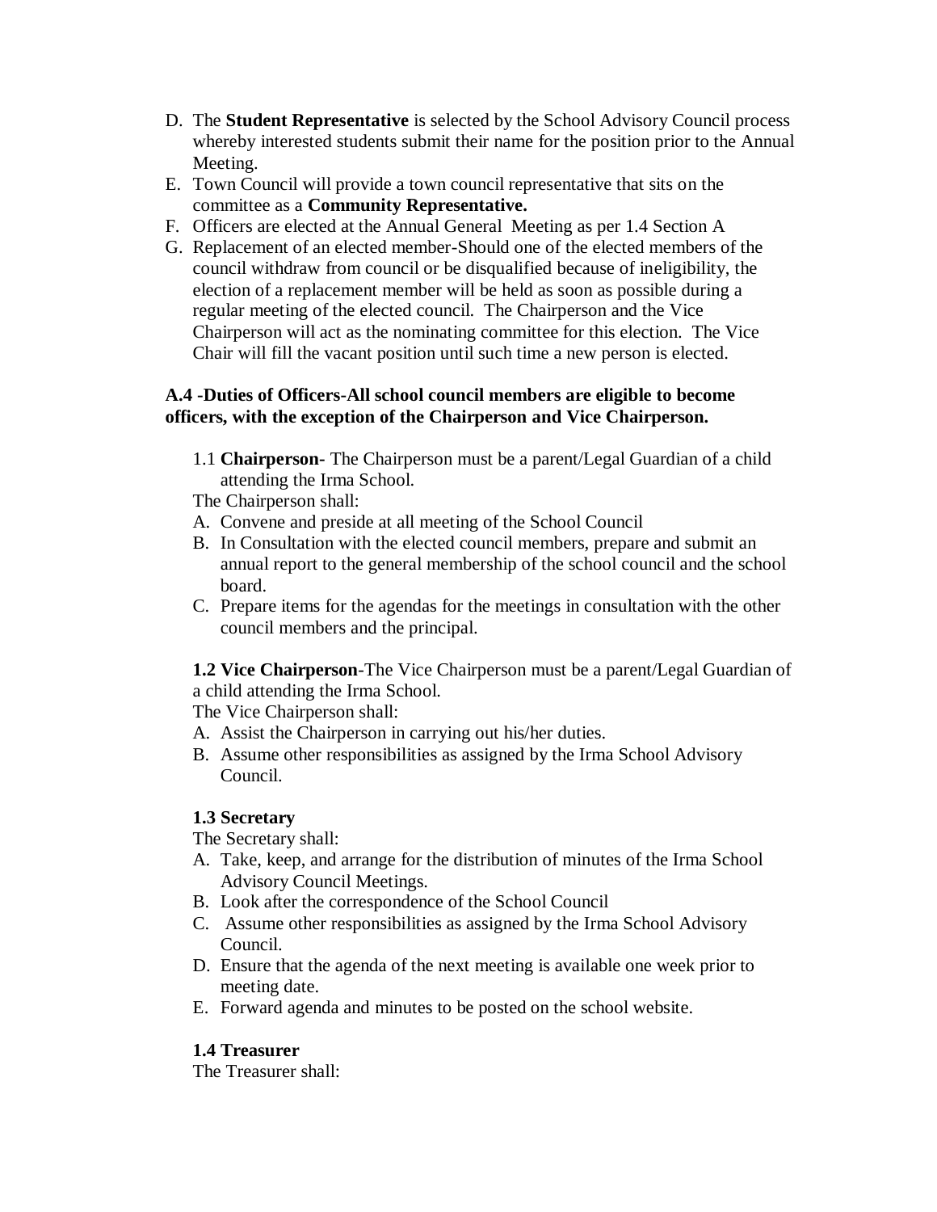D. The **Student Representative** is selected by the School Advisory Council process whereby interested students submit their name for the position prior to the Annual Meeting.
E. Town Council will provide a town council representative that sits on the committee as a **Community Representative.**
F. Officers are elected at the Annual General Meeting as per 1.4 Section A
G. Replacement of an elected member-Should one of the elected members of the council withdraw from council or be disqualified because of ineligibility, the election of a replacement member will be held as soon as possible during a regular meeting of the elected council. The Chairperson and the Vice Chairperson will act as the nominating committee for this election. The Vice Chair will fill the vacant position until such time a new person is elected.

**A.4 -Duties of Officers-All school council members are eligible to become officers, with the exception of the Chairperson and Vice Chairperson.**

1.1 **Chairperson-** The Chairperson must be a parent/Legal Guardian of a child attending the Irma School.

The Chairperson shall:

A. Convene and preside at all meeting of the School Council
B. In Consultation with the elected council members, prepare and submit an annual report to the general membership of the school council and the school board.
C. Prepare items for the agendas for the meetings in consultation with the other council members and the principal.

**1.2 Vice Chairperson**-The Vice Chairperson must be a parent/Legal Guardian of a child attending the Irma School.

The Vice Chairperson shall:

A. Assist the Chairperson in carrying out his/her duties.
B. Assume other responsibilities as assigned by the Irma School Advisory Council.

**1.3 Secretary**

The Secretary shall:

A. Take, keep, and arrange for the distribution of minutes of the Irma School Advisory Council Meetings.
B. Look after the correspondence of the School Council
C. Assume other responsibilities as assigned by the Irma School Advisory Council.
D. Ensure that the agenda of the next meeting is available one week prior to meeting date.
E. Forward agenda and minutes to be posted on the school website.

**1.4 Treasurer**

The Treasurer shall: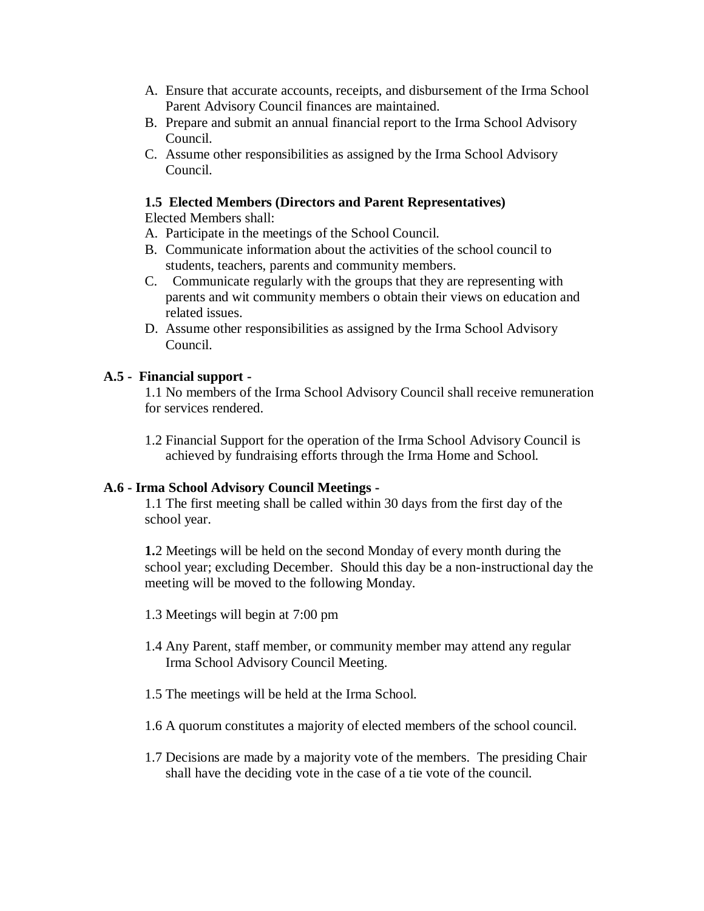A. Ensure that accurate accounts, receipts, and disbursement of the Irma School Parent Advisory Council finances are maintained.
B. Prepare and submit an annual financial report to the Irma School Advisory Council.
C. Assume other responsibilities as assigned by the Irma School Advisory Council.

**1.5 Elected Members (Directors and Parent Representatives)**

Elected Members shall:

A. Participate in the meetings of the School Council.
B. Communicate information about the activities of the school council to students, teachers, parents and community members.
C. Communicate regularly with the groups that they are representing with parents and wit community members o obtain their views on education and related issues.
D. Assume other responsibilities as assigned by the Irma School Advisory Council.

**A.5 - Financial support -**

1.1 No members of the Irma School Advisory Council shall receive remuneration for services rendered.

1.2 Financial Support for the operation of the Irma School Advisory Council is achieved by fundraising efforts through the Irma Home and School.

**A.6 - Irma School Advisory Council Meetings -**

1.1 The first meeting shall be called within 30 days from the first day of the school year.

**1.**2 Meetings will be held on the second Monday of every month during the school year; excluding December. Should this day be a non-instructional day the meeting will be moved to the following Monday.

1.3 Meetings will begin at 7:00 pm

1.4 Any Parent, staff member, or community member may attend any regular Irma School Advisory Council Meeting.

1.5 The meetings will be held at the Irma School.

1.6 A quorum constitutes a majority of elected members of the school council.

1.7 Decisions are made by a majority vote of the members. The presiding Chair shall have the deciding vote in the case of a tie vote of the council.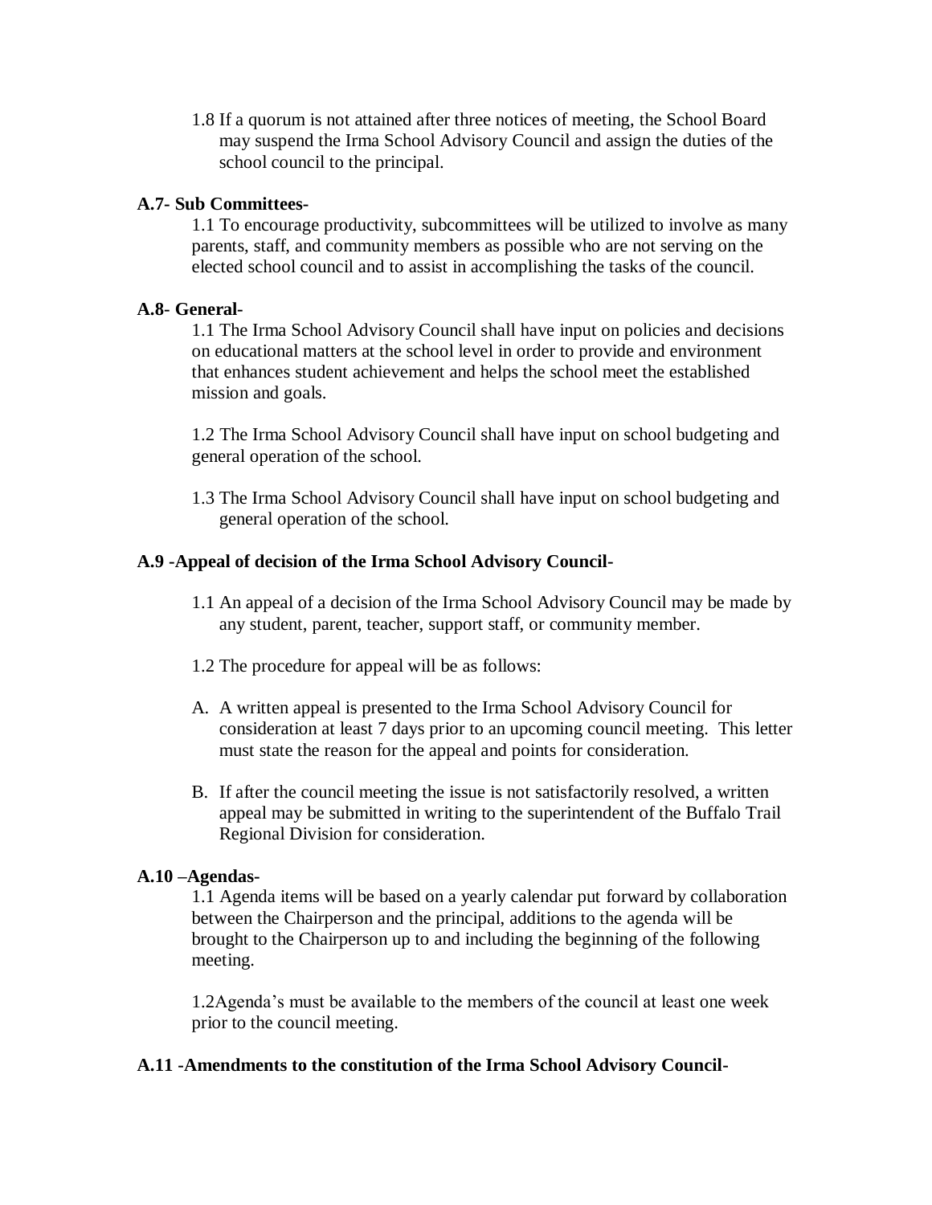1.8 If a quorum is not attained after three notices of meeting, the School Board may suspend the Irma School Advisory Council and assign the duties of the school council to the principal.

**A.7- Sub Committees-**

1.1 To encourage productivity, subcommittees will be utilized to involve as many parents, staff, and community members as possible who are not serving on the elected school council and to assist in accomplishing the tasks of the council.

**A.8- General-**

1.1 The Irma School Advisory Council shall have input on policies and decisions on educational matters at the school level in order to provide and environment that enhances student achievement and helps the school meet the established mission and goals.

1.2 The Irma School Advisory Council shall have input on school budgeting and general operation of the school.

1.3 The Irma School Advisory Council shall have input on school budgeting and general operation of the school.

**A.9 -Appeal of decision of the Irma School Advisory Council-**

1.1 An appeal of a decision of the Irma School Advisory Council may be made by any student, parent, teacher, support staff, or community member.

1.2 The procedure for appeal will be as follows:

A. A written appeal is presented to the Irma School Advisory Council for consideration at least 7 days prior to an upcoming council meeting. This letter must state the reason for the appeal and points for consideration.

B. If after the council meeting the issue is not satisfactorily resolved, a written appeal may be submitted in writing to the superintendent of the Buffalo Trail Regional Division for consideration.

**A.10 –Agendas-**

1.1 Agenda items will be based on a yearly calendar put forward by collaboration between the Chairperson and the principal, additions to the agenda will be brought to the Chairperson up to and including the beginning of the following meeting.

1.2Agenda's must be available to the members of the council at least one week prior to the council meeting.

**A.11 -Amendments to the constitution of the Irma School Advisory Council-**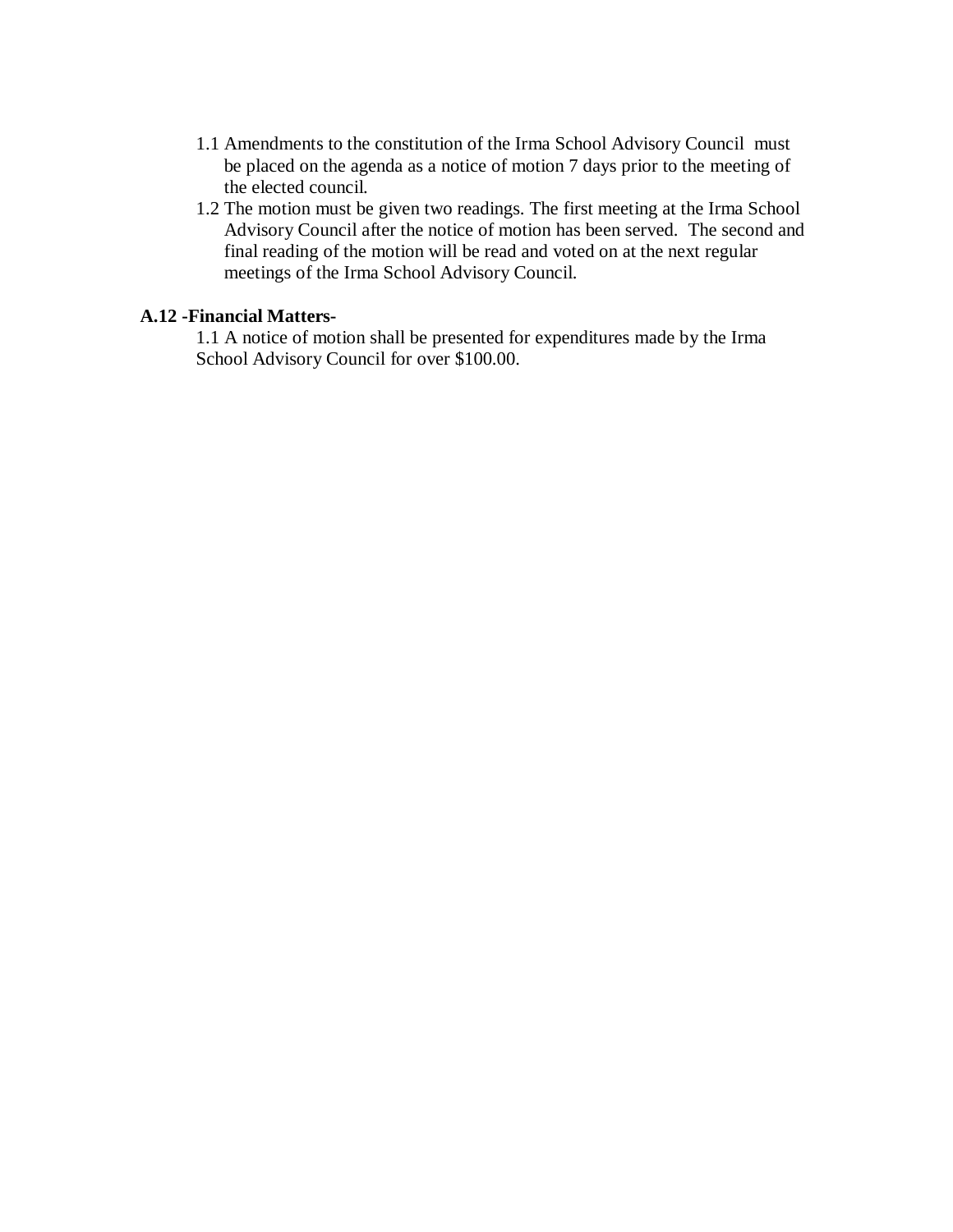1.1 Amendments to the constitution of the Irma School Advisory Council must be placed on the agenda as a notice of motion 7 days prior to the meeting of the elected council.

1.2 The motion must be given two readings. The first meeting at the Irma School Advisory Council after the notice of motion has been served. The second and final reading of the motion will be read and voted on at the next regular meetings of the Irma School Advisory Council.

**A.12 -Financial Matters-**

1.1 A notice of motion shall be presented for expenditures made by the Irma School Advisory Council for over $100.00.